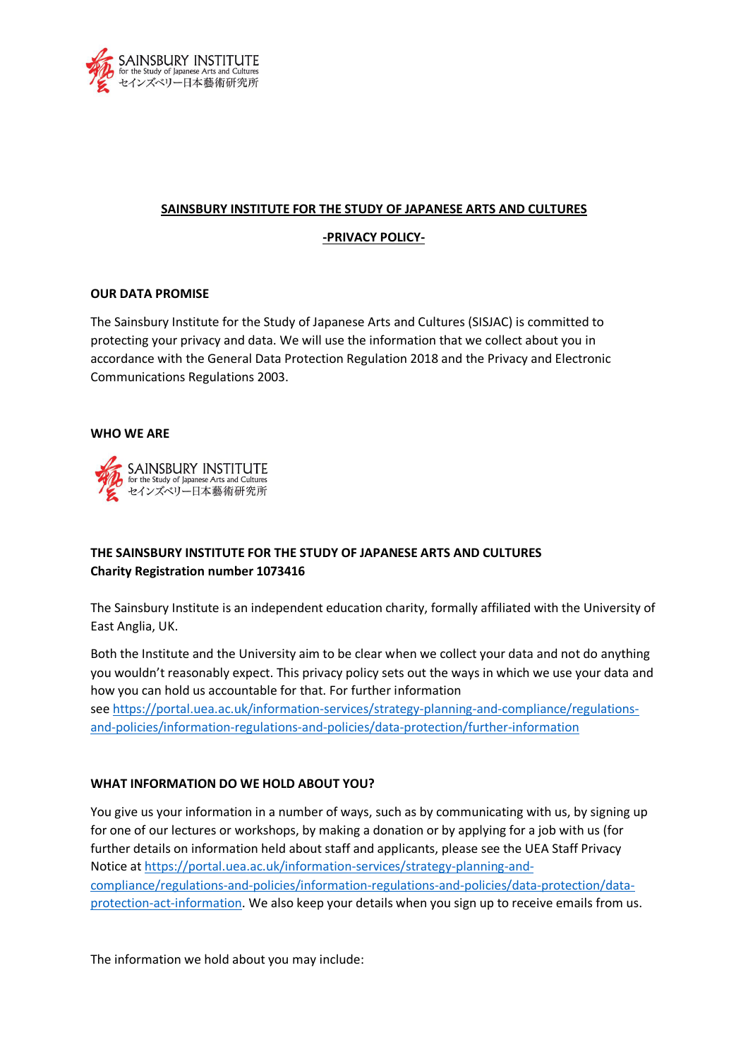# SAINSBURY INSTITUTE FOR THE STUDY OF JAPANESE ARTS AND CULTURES

## -PRIVACY POLICY-

### OUR DATA PROMISE

The Sainsbury Institute for the Study of Japanese Arts and Cultures (SISJAC) is committed to protecting your privacy and data. We will use the information that we collect about you in accordance with the General Data Protection Regulation 2018 and the Privacy and Electronic Communications Regulations 2003.

### WHO WE ARE

SAINSBURY INSTITUTE
for the Study of Japanese Arts and Cultures
セインズベリー日本藝術研究所

**THE SAINSBURY INSTITUTE FOR THE STUDY OF JAPANESE ARTS AND CULTURES**
**Charity Registration number 1073416**

The Sainsbury Institute is an independent education charity, formally affiliated with the University of East Anglia, UK.

Both the Institute and the University aim to be clear when we collect your data and not do anything you wouldn't reasonably expect. This privacy policy sets out the ways in which we use your data and how you can hold us accountable for that. For further information see https://portal.uea.ac.uk/information-services/strategy-planning-and-compliance/regulations-and-policies/information-regulations-and-policies/data-protection/further-information

### WHAT INFORMATION DO WE HOLD ABOUT YOU?

You give us your information in a number of ways, such as by communicating with us, by signing up for one of our lectures or workshops, by making a donation or by applying for a job with us (for further details on information held about staff and applicants, please see the UEA Staff Privacy Notice at https://portal.uea.ac.uk/information-services/strategy-planning-and-compliance/regulations-and-policies/information-regulations-and-policies/data-protection/data-protection-act-information. We also keep your details when you sign up to receive emails from us.

The information we hold about you may include: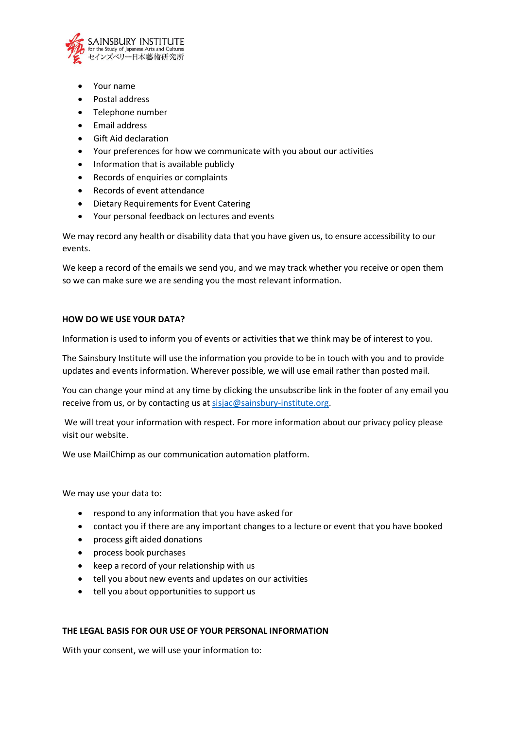- Your name
- Postal address
- Telephone number
- Email address
- Gift Aid declaration
- Your preferences for how we communicate with you about our activities
- Information that is available publicly
- Records of enquiries or complaints
- Records of event attendance
- Dietary Requirements for Event Catering
- Your personal feedback on lectures and events

We may record any health or disability data that you have given us, to ensure accessibility to our events.

We keep a record of the emails we send you, and we may track whether you receive or open them so we can make sure we are sending you the most relevant information.

**HOW DO WE USE YOUR DATA?**

Information is used to inform you of events or activities that we think may be of interest to you.

The Sainsbury Institute will use the information you provide to be in touch with you and to provide updates and events information. Wherever possible, we will use email rather than posted mail.

You can change your mind at any time by clicking the unsubscribe link in the footer of any email you receive from us, or by contacting us at sisjac@sainsbury-institute.org.

We will treat your information with respect. For more information about our privacy policy please visit our website.

We use MailChimp as our communication automation platform.

We may use your data to:

- respond to any information that you have asked for
- contact you if there are any important changes to a lecture or event that you have booked
- process gift aided donations
- process book purchases
- keep a record of your relationship with us
- tell you about new events and updates on our activities
- tell you about opportunities to support us

**THE LEGAL BASIS FOR OUR USE OF YOUR PERSONAL INFORMATION**

With your consent, we will use your information to: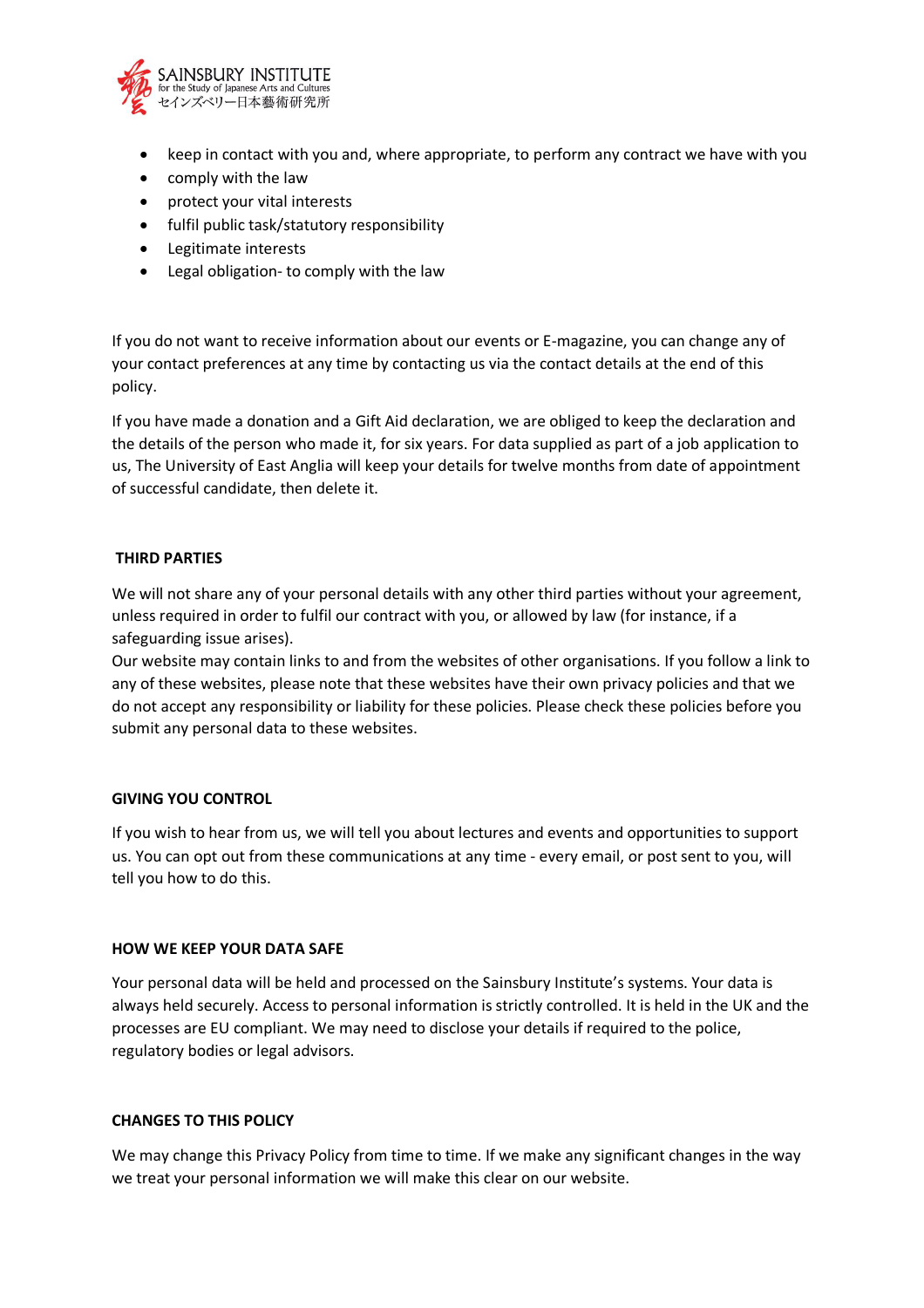- keep in contact with you and, where appropriate, to perform any contract we have with you
- comply with the law
- protect your vital interests
- fulfil public task/statutory responsibility
- Legitimate interests
- Legal obligation- to comply with the law

If you do not want to receive information about our events or E-magazine, you can change any of your contact preferences at any time by contacting us via the contact details at the end of this policy.

If you have made a donation and a Gift Aid declaration, we are obliged to keep the declaration and the details of the person who made it, for six years. For data supplied as part of a job application to us, The University of East Anglia will keep your details for twelve months from date of appointment of successful candidate, then delete it.

**THIRD PARTIES**

We will not share any of your personal details with any other third parties without your agreement, unless required in order to fulfil our contract with you, or allowed by law (for instance, if a safeguarding issue arises).
Our website may contain links to and from the websites of other organisations. If you follow a link to any of these websites, please note that these websites have their own privacy policies and that we do not accept any responsibility or liability for these policies. Please check these policies before you submit any personal data to these websites.

**GIVING YOU CONTROL**

If you wish to hear from us, we will tell you about lectures and events and opportunities to support us. You can opt out from these communications at any time - every email, or post sent to you, will tell you how to do this.

**HOW WE KEEP YOUR DATA SAFE**

Your personal data will be held and processed on the Sainsbury Institute's systems. Your data is always held securely. Access to personal information is strictly controlled. It is held in the UK and the processes are EU compliant. We may need to disclose your details if required to the police, regulatory bodies or legal advisors.

**CHANGES TO THIS POLICY**

We may change this Privacy Policy from time to time. If we make any significant changes in the way we treat your personal information we will make this clear on our website.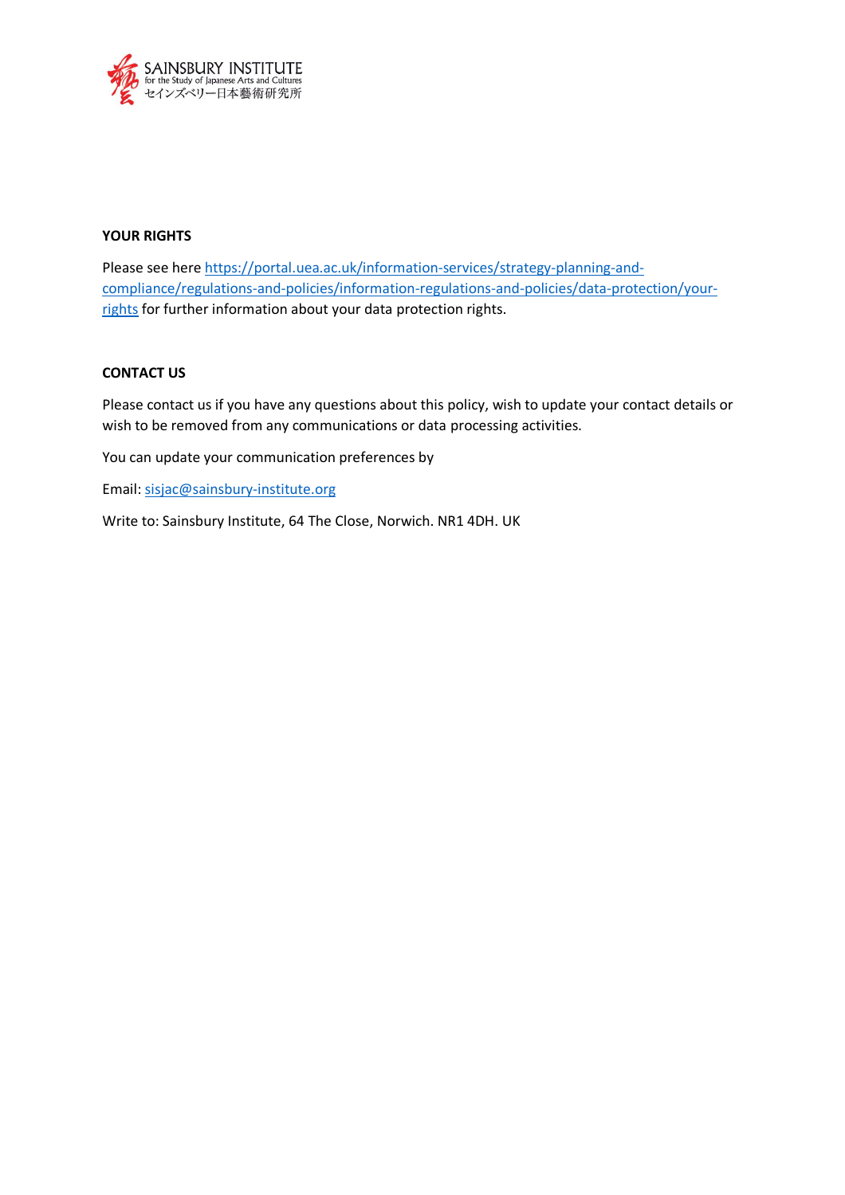## YOUR RIGHTS

Please see here https://portal.uea.ac.uk/information-services/strategy-planning-and-compliance/regulations-and-policies/information-regulations-and-policies/data-protection/your-rights for further information about your data protection rights.

## CONTACT US

Please contact us if you have any questions about this policy, wish to update your contact details or wish to be removed from any communications or data processing activities.

You can update your communication preferences by

Email: sisjac@sainsbury-institute.org

Write to: Sainsbury Institute, 64 The Close, Norwich. NR1 4DH. UK